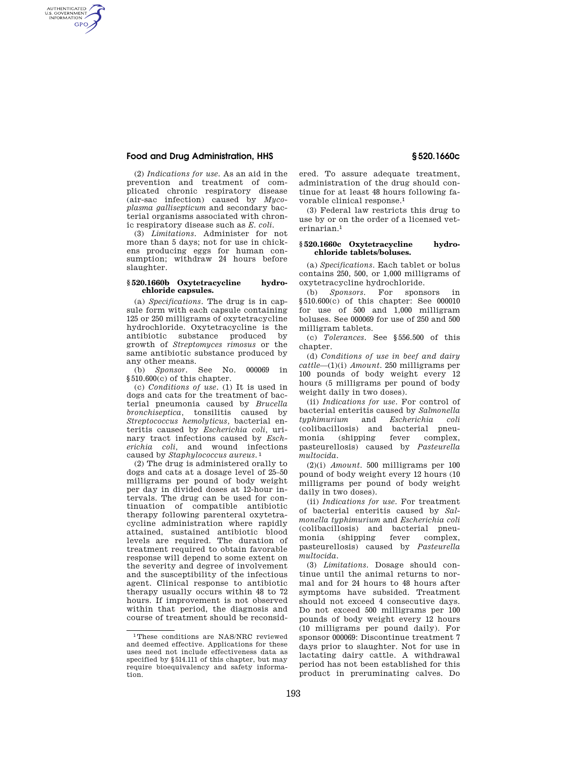(2) *Indications for use.* As an aid in the prevention and treatment of complicated chronic respiratory disease (air-sac infection) caused by *Mycoplasma gallisepticum* and secondary bacterial organisms associated with chronic respiratory disease such as *E. coli.*

(3) *Limitations.* Administer for not more than 5 days; not for use in chickens producing eggs for human consumption; withdraw 24 hours before slaughter.

### § 520.1660b Oxytetracycline hydrochloride capsules.

(a) *Specifications.* The drug is in capsule form with each capsule containing 125 or 250 milligrams of oxytetracycline hydrochloride. Oxytetracycline is the antibiotic substance produced by growth of *Streptomyces rimosus* or the same antibiotic substance produced by any other means.

(b) *Sponsor.* See No. 000069 in §510.600(c) of this chapter.

(c) *Conditions of use.* (1) It is used in dogs and cats for the treatment of bacterial pneumonia caused by *Brucella bronchiseptica,* tonsilitis caused by *Streptococcus hemolyticus,* bacterial enteritis caused by *Escherichia coli,* urinary tract infections caused by *Escherichia coli,* and wound infections caused by *Staphylococcus aureus.* [1]

(2) The drug is administered orally to dogs and cats at a dosage level of 25–50 milligrams per pound of body weight per day in divided doses at 12-hour intervals. The drug can be used for continuation of compatible antibiotic therapy following parenteral oxytetracycline administration where rapidly attained, sustained antibiotic blood levels are required. The duration of treatment required to obtain favorable response will depend to some extent on the severity and degree of involvement and the susceptibility of the infectious agent. Clinical response to antibiotic therapy usually occurs within 48 to 72 hours. If improvement is not observed within that period, the diagnosis and course of treatment should be reconsidered. To assure adequate treatment, administration of the drug should continue for at least 48 hours following favorable clinical response.[1]

(3) Federal law restricts this drug to use by or on the order of a licensed veterinarian.[1]

### § 520.1660c Oxytetracycline hydrochloride tablets/boluses.

(a) *Specifications.* Each tablet or bolus contains 250, 500, or 1,000 milligrams of oxytetracycline hydrochloride.

(b) *Sponsors.* For sponsors in §510.600(c) of this chapter: See 000010 for use of 500 and 1,000 milligram boluses. See 000069 for use of 250 and 500 milligram tablets.

(c) *Tolerances.* See §556.500 of this chapter.

(d) *Conditions of use in beef and dairy cattle*—(1)(i) *Amount.* 250 milligrams per 100 pounds of body weight every 12 hours (5 milligrams per pound of body weight daily in two doses).

(ii) *Indications for use.* For control of bacterial enteritis caused by *Salmonella typhimurium* and *Escherichia coli* (colibacillosis) and bacterial pneumonia (shipping fever complex, pasteurellosis) caused by *Pasteurella multocida.*

(2)(i) *Amount.* 500 milligrams per 100 pound of body weight every 12 hours (10 milligrams per pound of body weight daily in two doses).

(ii) *Indications for use.* For treatment of bacterial enteritis caused by *Salmonella typhimurium* and *Escherichia coli* (colibacillosis) and bacterial pneumonia (shipping fever complex, pasteurellosis) caused by *Pasteurella multocida.*

(3) *Limitations.* Dosage should continue until the animal returns to normal and for 24 hours to 48 hours after symptoms have subsided. Treatment should not exceed 4 consecutive days. Do not exceed 500 milligrams per 100 pounds of body weight every 12 hours (10 milligrams per pound daily). For sponsor 000069: Discontinue treatment 7 days prior to slaughter. Not for use in lactating dairy cattle. A withdrawal period has not been established for this product in preruminating calves. Do

---

[1] These conditions are NAS/NRC reviewed and deemed effective. Applications for these uses need not include effectiveness data as specified by §514.111 of this chapter, but may require bioequivalency and safety information.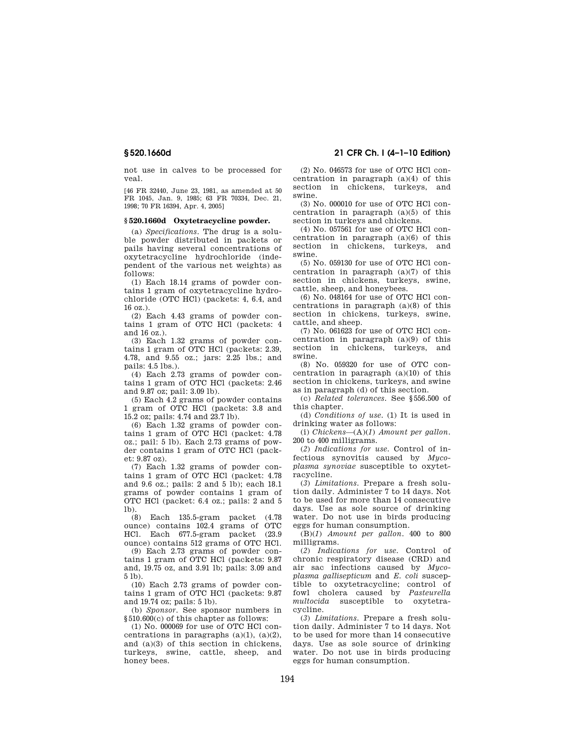not use in calves to be processed for veal.

[46 FR 32440, June 23, 1981, as amended at 50 FR 1045, Jan. 9, 1985; 63 FR 70334, Dec. 21, 1998; 70 FR 16394, Apr. 4, 2005]

## § 520.1660d Oxytetracycline powder.

(a) *Specifications.* The drug is a soluble powder distributed in packets or pails having several concentrations of oxytetracycline hydrochloride (independent of the various net weights) as follows:

(1) Each 18.14 grams of powder contains 1 gram of oxytetracycline hydrochloride (OTC HCl) (packets: 4, 6.4, and 16 oz.).

(2) Each 4.43 grams of powder contains 1 gram of OTC HCl (packets: 4 and 16 oz.).

(3) Each 1.32 grams of powder contains 1 gram of OTC HCl (packets: 2.39, 4.78, and 9.55 oz.; jars: 2.25 lbs.; and pails: 4.5 lbs.).

(4) Each 2.73 grams of powder contains 1 gram of OTC HCl (packets: 2.46 and 9.87 oz; pail: 3.09 lb).

(5) Each 4.2 grams of powder contains 1 gram of OTC HCl (packets: 3.8 and 15.2 oz; pails: 4.74 and 23.7 lb).

(6) Each 1.32 grams of powder contains 1 gram of OTC HCl (packet: 4.78 oz.; pail: 5 lb). Each 2.73 grams of powder contains 1 gram of OTC HCl (packet: 9.87 oz).

(7) Each 1.32 grams of powder contains 1 gram of OTC HCl (packet: 4.78 and 9.6 oz.; pails: 2 and 5 lb); each 18.1 grams of powder contains 1 gram of OTC HCl (packet: 6.4 oz.; pails: 2 and 5 lb).

(8) Each 135.5-gram packet (4.78 ounce) contains 102.4 grams of OTC HCl. Each 677.5-gram packet (23.9 ounce) contains 512 grams of OTC HCl.

(9) Each 2.73 grams of powder contains 1 gram of OTC HCl (packets: 9.87 and, 19.75 oz, and 3.91 lb; pails: 3.09 and 5 lb).

(10) Each 2.73 grams of powder contains 1 gram of OTC HCl (packets: 9.87 and 19.74 oz; pails: 5 lb).

(b) *Sponsor.* See sponsor numbers in §510.600(c) of this chapter as follows:

(1) No. 000069 for use of OTC HCl concentrations in paragraphs (a)(1), (a)(2), and (a)(3) of this section in chickens, turkeys, swine, cattle, sheep, and honey bees.

(2) No. 046573 for use of OTC HCl concentration in paragraph (a)(4) of this section in chickens, turkeys, and swine.

(3) No. 000010 for use of OTC HCl concentration in paragraph (a)(5) of this section in turkeys and chickens.

(4) No. 057561 for use of OTC HCl concentration in paragraph (a)(6) of this section in chickens, turkeys, and swine.

(5) No. 059130 for use of OTC HCl concentration in paragraph (a)(7) of this section in chickens, turkeys, swine, cattle, sheep, and honeybees.

(6) No. 048164 for use of OTC HCl concentrations in paragraph (a)(8) of this section in chickens, turkeys, swine, cattle, and sheep.

(7) No. 061623 for use of OTC HCl concentration in paragraph (a)(9) of this section in chickens, turkeys, and swine.

(8) No. 059320 for use of OTC concentration in paragraph (a)(10) of this section in chickens, turkeys, and swine as in paragraph (d) of this section.

(c) *Related tolerances.* See §556.500 of this chapter.

(d) *Conditions of use.* (1) It is used in drinking water as follows:

(i) *Chickens*—(A)(*1*) *Amount per gallon.* 200 to 400 milligrams.

(*2*) *Indications for use.* Control of infectious synovitis caused by *Mycoplasma synoviae* susceptible to oxytetracycline.

(*3*) *Limitations.* Prepare a fresh solution daily. Administer 7 to 14 days. Not to be used for more than 14 consecutive days. Use as sole source of drinking water. Do not use in birds producing eggs for human consumption.

(B)(*1*) *Amount per gallon.* 400 to 800 milligrams.

(*2*) *Indications for use.* Control of chronic respiratory disease (CRD) and air sac infections caused by *Mycoplasma gallisepticum* and *E. coli* susceptible to oxytetracycline; control of fowl cholera caused by *Pasteurella multocida* susceptible to oxytetracycline.

(*3*) *Limitations.* Prepare a fresh solution daily. Administer 7 to 14 days. Not to be used for more than 14 consecutive days. Use as sole source of drinking water. Do not use in birds producing eggs for human consumption.